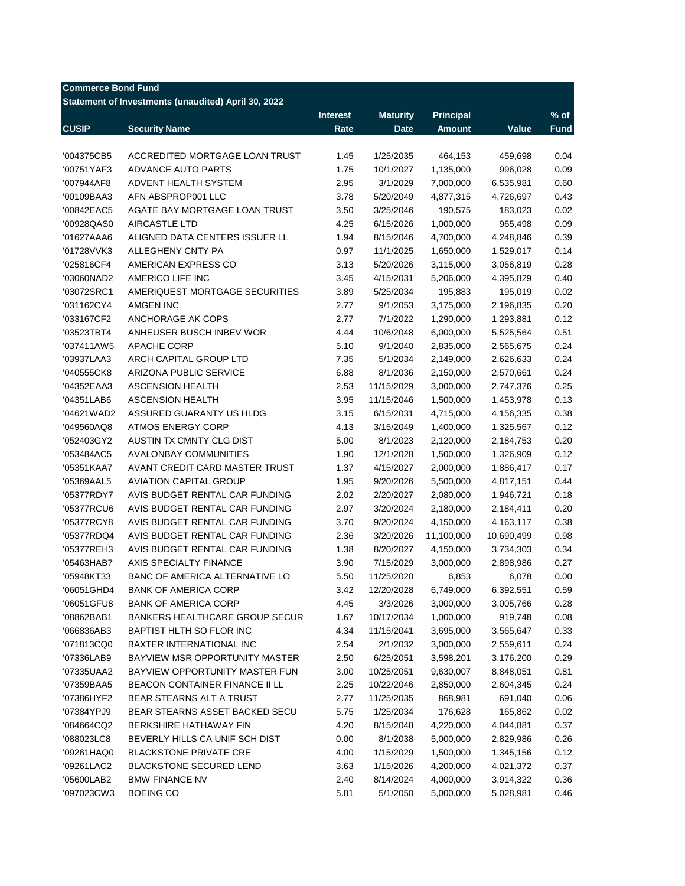**Commerce Bond Fund**

**Statement of Investments (unaudited) April 30, 2022**

| CUSIP | Security Name | Interest Rate | Maturity Date | Principal Amount | Value | % of Fund |
|---|---|---|---|---|---|---|
| '004375CB5 | ACCREDITED MORTGAGE LOAN TRUST | 1.45 | 1/25/2035 | 464,153 | 459,698 | 0.04 |
| '00751YAF3 | ADVANCE AUTO PARTS | 1.75 | 10/1/2027 | 1,135,000 | 996,028 | 0.09 |
| '007944AF8 | ADVENT HEALTH SYSTEM | 2.95 | 3/1/2029 | 7,000,000 | 6,535,981 | 0.60 |
| '00109BAA3 | AFN ABSPROP001 LLC | 3.78 | 5/20/2049 | 4,877,315 | 4,726,697 | 0.43 |
| '00842EAC5 | AGATE BAY MORTGAGE LOAN TRUST | 3.50 | 3/25/2046 | 190,575 | 183,023 | 0.02 |
| '00928QAS0 | AIRCASTLE LTD | 4.25 | 6/15/2026 | 1,000,000 | 965,498 | 0.09 |
| '01627AAA6 | ALIGNED DATA CENTERS ISSUER LL | 1.94 | 8/15/2046 | 4,700,000 | 4,248,846 | 0.39 |
| '01728VVK3 | ALLEGHENY CNTY PA | 0.97 | 11/1/2025 | 1,650,000 | 1,529,017 | 0.14 |
| '025816CF4 | AMERICAN EXPRESS CO | 3.13 | 5/20/2026 | 3,115,000 | 3,056,819 | 0.28 |
| '03060NAD2 | AMERICO LIFE INC | 3.45 | 4/15/2031 | 5,206,000 | 4,395,829 | 0.40 |
| '03072SRC1 | AMERIQUEST MORTGAGE SECURITIES | 3.89 | 5/25/2034 | 195,883 | 195,019 | 0.02 |
| '031162CY4 | AMGEN INC | 2.77 | 9/1/2053 | 3,175,000 | 2,196,835 | 0.20 |
| '033167CF2 | ANCHORAGE AK COPS | 2.77 | 7/1/2022 | 1,290,000 | 1,293,881 | 0.12 |
| '03523TBT4 | ANHEUSER BUSCH INBEV WOR | 4.44 | 10/6/2048 | 6,000,000 | 5,525,564 | 0.51 |
| '037411AW5 | APACHE CORP | 5.10 | 9/1/2040 | 2,835,000 | 2,565,675 | 0.24 |
| '03937LAA3 | ARCH CAPITAL GROUP LTD | 7.35 | 5/1/2034 | 2,149,000 | 2,626,633 | 0.24 |
| '040555CK8 | ARIZONA PUBLIC SERVICE | 6.88 | 8/1/2036 | 2,150,000 | 2,570,661 | 0.24 |
| '04352EAA3 | ASCENSION HEALTH | 2.53 | 11/15/2029 | 3,000,000 | 2,747,376 | 0.25 |
| '04351LAB6 | ASCENSION HEALTH | 3.95 | 11/15/2046 | 1,500,000 | 1,453,978 | 0.13 |
| '04621WAD2 | ASSURED GUARANTY US HLDG | 3.15 | 6/15/2031 | 4,715,000 | 4,156,335 | 0.38 |
| '049560AQ8 | ATMOS ENERGY CORP | 4.13 | 3/15/2049 | 1,400,000 | 1,325,567 | 0.12 |
| '052403GY2 | AUSTIN TX CMNTY CLG DIST | 5.00 | 8/1/2023 | 2,120,000 | 2,184,753 | 0.20 |
| '053484AC5 | AVALONBAY COMMUNITIES | 1.90 | 12/1/2028 | 1,500,000 | 1,326,909 | 0.12 |
| '05351KAA7 | AVANT CREDIT CARD MASTER TRUST | 1.37 | 4/15/2027 | 2,000,000 | 1,886,417 | 0.17 |
| '05369AAL5 | AVIATION CAPITAL GROUP | 1.95 | 9/20/2026 | 5,500,000 | 4,817,151 | 0.44 |
| '05377RDY7 | AVIS BUDGET RENTAL CAR FUNDING | 2.02 | 2/20/2027 | 2,080,000 | 1,946,721 | 0.18 |
| '05377RCU6 | AVIS BUDGET RENTAL CAR FUNDING | 2.97 | 3/20/2024 | 2,180,000 | 2,184,411 | 0.20 |
| '05377RCY8 | AVIS BUDGET RENTAL CAR FUNDING | 3.70 | 9/20/2024 | 4,150,000 | 4,163,117 | 0.38 |
| '05377RDQ4 | AVIS BUDGET RENTAL CAR FUNDING | 2.36 | 3/20/2026 | 11,100,000 | 10,690,499 | 0.98 |
| '05377REH3 | AVIS BUDGET RENTAL CAR FUNDING | 1.38 | 8/20/2027 | 4,150,000 | 3,734,303 | 0.34 |
| '05463HAB7 | AXIS SPECIALTY FINANCE | 3.90 | 7/15/2029 | 3,000,000 | 2,898,986 | 0.27 |
| '05948KT33 | BANC OF AMERICA ALTERNATIVE LO | 5.50 | 11/25/2020 | 6,853 | 6,078 | 0.00 |
| '06051GHD4 | BANK OF AMERICA CORP | 3.42 | 12/20/2028 | 6,749,000 | 6,392,551 | 0.59 |
| '06051GFU8 | BANK OF AMERICA CORP | 4.45 | 3/3/2026 | 3,000,000 | 3,005,766 | 0.28 |
| '08862BAB1 | BANKERS HEALTHCARE GROUP SECUR | 1.67 | 10/17/2034 | 1,000,000 | 919,748 | 0.08 |
| '066836AB3 | BAPTIST HLTH SO FLOR INC | 4.34 | 11/15/2041 | 3,695,000 | 3,565,647 | 0.33 |
| '071813CQ0 | BAXTER INTERNATIONAL INC | 2.54 | 2/1/2032 | 3,000,000 | 2,559,611 | 0.24 |
| '07336LAB9 | BAYVIEW MSR OPPORTUNITY MASTER | 2.50 | 6/25/2051 | 3,598,201 | 3,176,200 | 0.29 |
| '07335UAA2 | BAYVIEW OPPORTUNITY MASTER FUN | 3.00 | 10/25/2051 | 9,630,007 | 8,848,051 | 0.81 |
| '07359BAA5 | BEACON CONTAINER FINANCE II LL | 2.25 | 10/22/2046 | 2,850,000 | 2,604,345 | 0.24 |
| '07386HYF2 | BEAR STEARNS ALT A TRUST | 2.77 | 11/25/2035 | 868,981 | 691,040 | 0.06 |
| '07384YPJ9 | BEAR STEARNS ASSET BACKED SECU | 5.75 | 1/25/2034 | 176,628 | 165,862 | 0.02 |
| '084664CQ2 | BERKSHIRE HATHAWAY FIN | 4.20 | 8/15/2048 | 4,220,000 | 4,044,881 | 0.37 |
| '088023LC8 | BEVERLY HILLS CA UNIF SCH DIST | 0.00 | 8/1/2038 | 5,000,000 | 2,829,986 | 0.26 |
| '09261HAQ0 | BLACKSTONE PRIVATE CRE | 4.00 | 1/15/2029 | 1,500,000 | 1,345,156 | 0.12 |
| '09261LAC2 | BLACKSTONE SECURED LEND | 3.63 | 1/15/2026 | 4,200,000 | 4,021,372 | 0.37 |
| '05600LAB2 | BMW FINANCE NV | 2.40 | 8/14/2024 | 4,000,000 | 3,914,322 | 0.36 |
| '097023CW3 | BOEING CO | 5.81 | 5/1/2050 | 5,000,000 | 5,028,981 | 0.46 |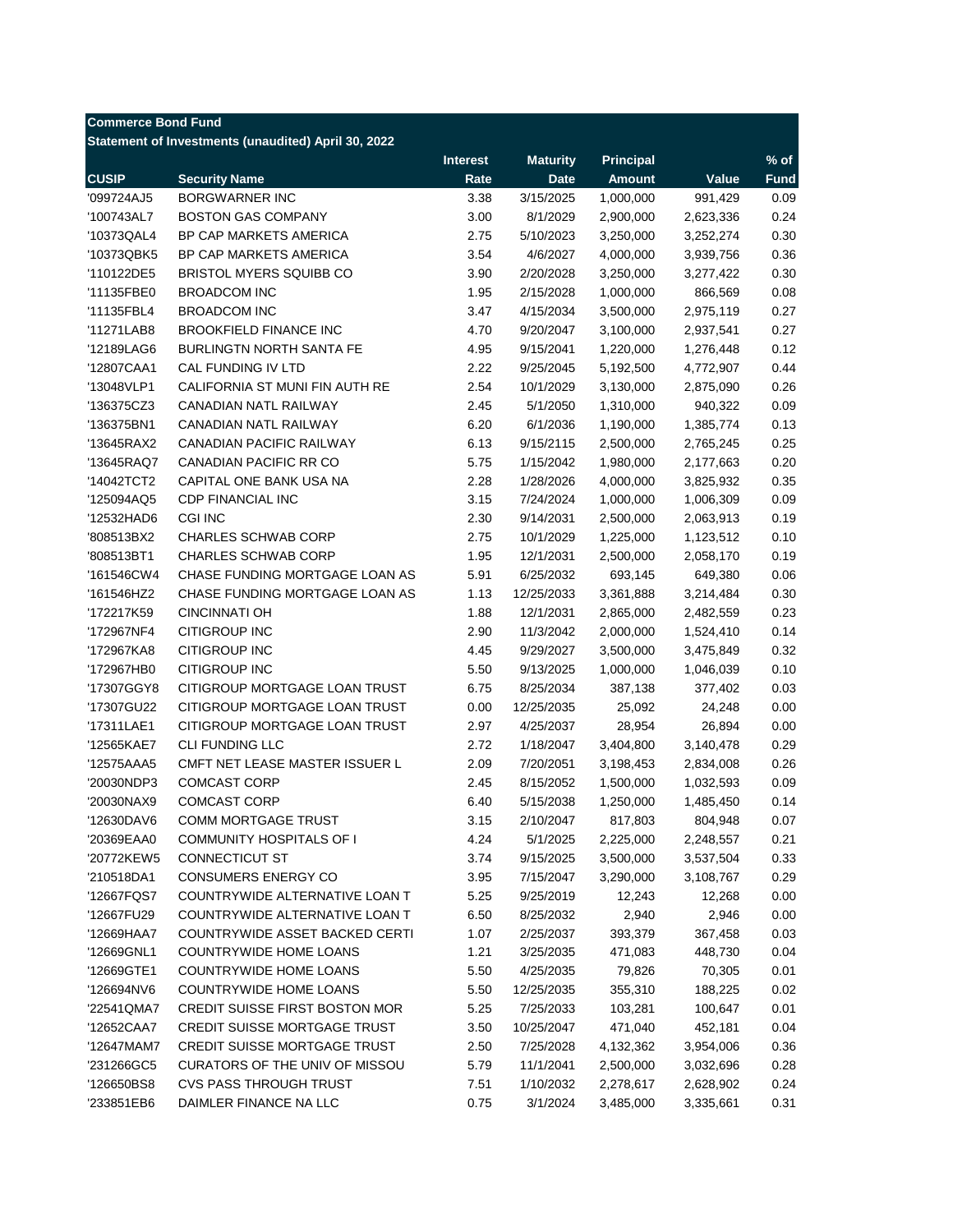**Commerce Bond Fund**

**Statement of Investments (unaudited) April 30, 2022**

| CUSIP | Security Name | Interest Rate | Maturity Date | Principal Amount | Value | % of Fund |
|---|---|---|---|---|---|---|
| '099724AJ5 | BORGWARNER INC | 3.38 | 3/15/2025 | 1,000,000 | 991,429 | 0.09 |
| '100743AL7 | BOSTON GAS COMPANY | 3.00 | 8/1/2029 | 2,900,000 | 2,623,336 | 0.24 |
| '10373QAL4 | BP CAP MARKETS AMERICA | 2.75 | 5/10/2023 | 3,250,000 | 3,252,274 | 0.30 |
| '10373QBK5 | BP CAP MARKETS AMERICA | 3.54 | 4/6/2027 | 4,000,000 | 3,939,756 | 0.36 |
| '110122DE5 | BRISTOL MYERS SQUIBB CO | 3.90 | 2/20/2028 | 3,250,000 | 3,277,422 | 0.30 |
| '11135FBE0 | BROADCOM INC | 1.95 | 2/15/2028 | 1,000,000 | 866,569 | 0.08 |
| '11135FBL4 | BROADCOM INC | 3.47 | 4/15/2034 | 3,500,000 | 2,975,119 | 0.27 |
| '11271LAB8 | BROOKFIELD FINANCE INC | 4.70 | 9/20/2047 | 3,100,000 | 2,937,541 | 0.27 |
| '12189LAG6 | BURLINGTN NORTH SANTA FE | 4.95 | 9/15/2041 | 1,220,000 | 1,276,448 | 0.12 |
| '12807CAA1 | CAL FUNDING IV LTD | 2.22 | 9/25/2045 | 5,192,500 | 4,772,907 | 0.44 |
| '13048VLP1 | CALIFORNIA ST MUNI FIN AUTH RE | 2.54 | 10/1/2029 | 3,130,000 | 2,875,090 | 0.26 |
| '136375CZ3 | CANADIAN NATL RAILWAY | 2.45 | 5/1/2050 | 1,310,000 | 940,322 | 0.09 |
| '136375BN1 | CANADIAN NATL RAILWAY | 6.20 | 6/1/2036 | 1,190,000 | 1,385,774 | 0.13 |
| '13645RAX2 | CANADIAN PACIFIC RAILWAY | 6.13 | 9/15/2115 | 2,500,000 | 2,765,245 | 0.25 |
| '13645RAQ7 | CANADIAN PACIFIC RR CO | 5.75 | 1/15/2042 | 1,980,000 | 2,177,663 | 0.20 |
| '14042TCT2 | CAPITAL ONE BANK USA NA | 2.28 | 1/28/2026 | 4,000,000 | 3,825,932 | 0.35 |
| '125094AQ5 | CDP FINANCIAL INC | 3.15 | 7/24/2024 | 1,000,000 | 1,006,309 | 0.09 |
| '12532HAD6 | CGI INC | 2.30 | 9/14/2031 | 2,500,000 | 2,063,913 | 0.19 |
| '808513BX2 | CHARLES SCHWAB CORP | 2.75 | 10/1/2029 | 1,225,000 | 1,123,512 | 0.10 |
| '808513BT1 | CHARLES SCHWAB CORP | 1.95 | 12/1/2031 | 2,500,000 | 2,058,170 | 0.19 |
| '161546CW4 | CHASE FUNDING MORTGAGE LOAN AS | 5.91 | 6/25/2032 | 693,145 | 649,380 | 0.06 |
| '161546HZ2 | CHASE FUNDING MORTGAGE LOAN AS | 1.13 | 12/25/2033 | 3,361,888 | 3,214,484 | 0.30 |
| '172217K59 | CINCINNATI OH | 1.88 | 12/1/2031 | 2,865,000 | 2,482,559 | 0.23 |
| '172967NF4 | CITIGROUP INC | 2.90 | 11/3/2042 | 2,000,000 | 1,524,410 | 0.14 |
| '172967KA8 | CITIGROUP INC | 4.45 | 9/29/2027 | 3,500,000 | 3,475,849 | 0.32 |
| '172967HB0 | CITIGROUP INC | 5.50 | 9/13/2025 | 1,000,000 | 1,046,039 | 0.10 |
| '17307GGY8 | CITIGROUP MORTGAGE LOAN TRUST | 6.75 | 8/25/2034 | 387,138 | 377,402 | 0.03 |
| '17307GU22 | CITIGROUP MORTGAGE LOAN TRUST | 0.00 | 12/25/2035 | 25,092 | 24,248 | 0.00 |
| '17311LAE1 | CITIGROUP MORTGAGE LOAN TRUST | 2.97 | 4/25/2037 | 28,954 | 26,894 | 0.00 |
| '12565KAE7 | CLI FUNDING LLC | 2.72 | 1/18/2047 | 3,404,800 | 3,140,478 | 0.29 |
| '12575AAA5 | CMFT NET LEASE MASTER ISSUER L | 2.09 | 7/20/2051 | 3,198,453 | 2,834,008 | 0.26 |
| '20030NDP3 | COMCAST CORP | 2.45 | 8/15/2052 | 1,500,000 | 1,032,593 | 0.09 |
| '20030NAX9 | COMCAST CORP | 6.40 | 5/15/2038 | 1,250,000 | 1,485,450 | 0.14 |
| '12630DAV6 | COMM MORTGAGE TRUST | 3.15 | 2/10/2047 | 817,803 | 804,948 | 0.07 |
| '20369EAA0 | COMMUNITY HOSPITALS OF I | 4.24 | 5/1/2025 | 2,225,000 | 2,248,557 | 0.21 |
| '20772KEW5 | CONNECTICUT ST | 3.74 | 9/15/2025 | 3,500,000 | 3,537,504 | 0.33 |
| '210518DA1 | CONSUMERS ENERGY CO | 3.95 | 7/15/2047 | 3,290,000 | 3,108,767 | 0.29 |
| '12667FQS7 | COUNTRYWIDE ALTERNATIVE LOAN T | 5.25 | 9/25/2019 | 12,243 | 12,268 | 0.00 |
| '12667FU29 | COUNTRYWIDE ALTERNATIVE LOAN T | 6.50 | 8/25/2032 | 2,940 | 2,946 | 0.00 |
| '12669HAA7 | COUNTRYWIDE ASSET BACKED CERTI | 1.07 | 2/25/2037 | 393,379 | 367,458 | 0.03 |
| '12669GNL1 | COUNTRYWIDE HOME LOANS | 1.21 | 3/25/2035 | 471,083 | 448,730 | 0.04 |
| '12669GTE1 | COUNTRYWIDE HOME LOANS | 5.50 | 4/25/2035 | 79,826 | 70,305 | 0.01 |
| '126694NV6 | COUNTRYWIDE HOME LOANS | 5.50 | 12/25/2035 | 355,310 | 188,225 | 0.02 |
| '22541QMA7 | CREDIT SUISSE FIRST BOSTON MOR | 5.25 | 7/25/2033 | 103,281 | 100,647 | 0.01 |
| '12652CAA7 | CREDIT SUISSE MORTGAGE TRUST | 3.50 | 10/25/2047 | 471,040 | 452,181 | 0.04 |
| '12647MAM7 | CREDIT SUISSE MORTGAGE TRUST | 2.50 | 7/25/2028 | 4,132,362 | 3,954,006 | 0.36 |
| '231266GC5 | CURATORS OF THE UNIV OF MISSOU | 5.79 | 11/1/2041 | 2,500,000 | 3,032,696 | 0.28 |
| '126650BS8 | CVS PASS THROUGH TRUST | 7.51 | 1/10/2032 | 2,278,617 | 2,628,902 | 0.24 |
| '233851EB6 | DAIMLER FINANCE NA LLC | 0.75 | 3/1/2024 | 3,485,000 | 3,335,661 | 0.31 |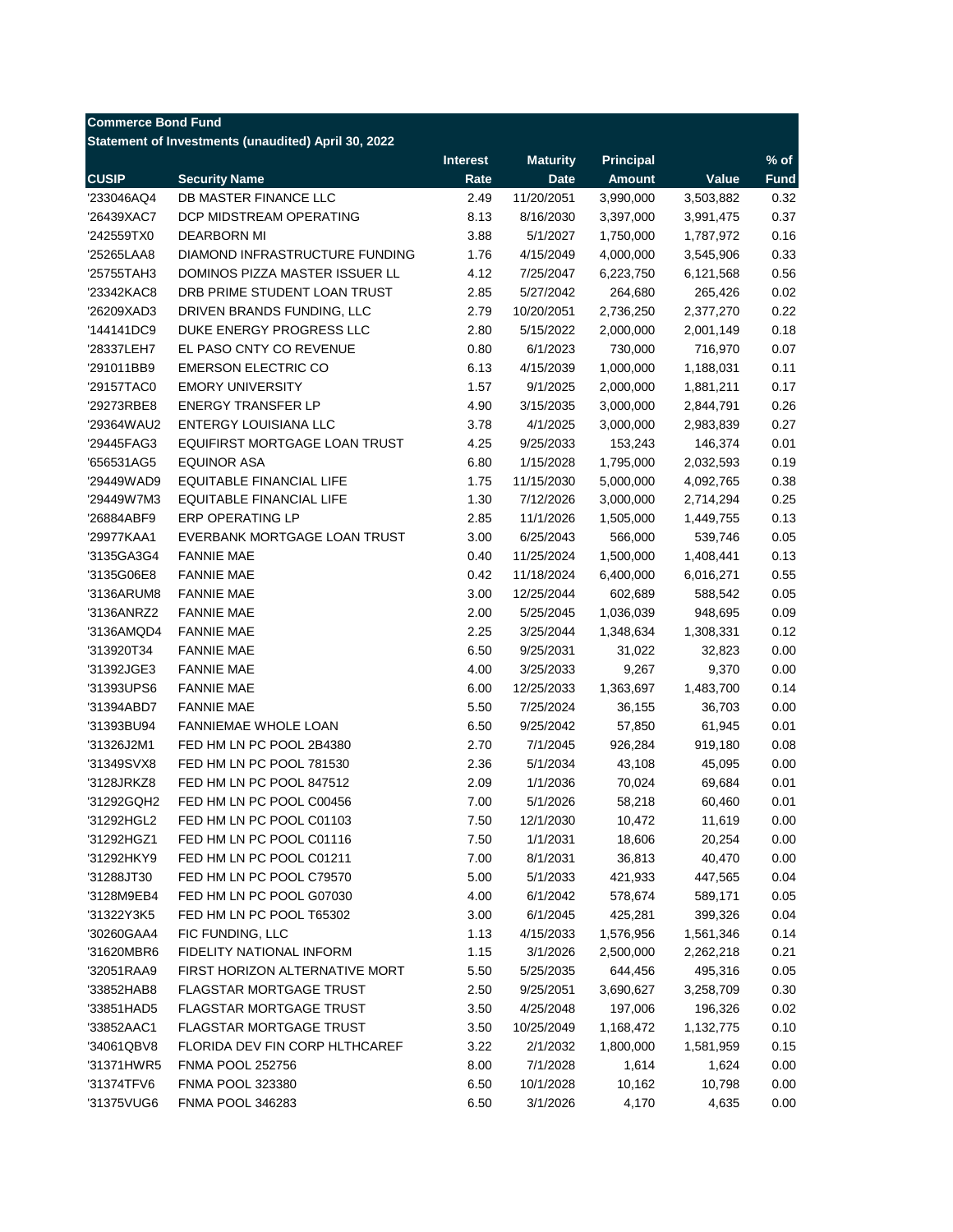**Commerce Bond Fund**

**Statement of Investments (unaudited) April 30, 2022**

| CUSIP | Security Name | Interest Rate | Maturity Date | Principal Amount | Value | % of Fund |
|---|---|---|---|---|---|---|
| '233046AQ4 | DB MASTER FINANCE LLC | 2.49 | 11/20/2051 | 3,990,000 | 3,503,882 | 0.32 |
| '26439XAC7 | DCP MIDSTREAM OPERATING | 8.13 | 8/16/2030 | 3,397,000 | 3,991,475 | 0.37 |
| '242559TX0 | DEARBORN MI | 3.88 | 5/1/2027 | 1,750,000 | 1,787,972 | 0.16 |
| '25265LAA8 | DIAMOND INFRASTRUCTURE FUNDING | 1.76 | 4/15/2049 | 4,000,000 | 3,545,906 | 0.33 |
| '25755TAH3 | DOMINOS PIZZA MASTER ISSUER LL | 4.12 | 7/25/2047 | 6,223,750 | 6,121,568 | 0.56 |
| '23342KAC8 | DRB PRIME STUDENT LOAN TRUST | 2.85 | 5/27/2042 | 264,680 | 265,426 | 0.02 |
| '26209XAD3 | DRIVEN BRANDS FUNDING, LLC | 2.79 | 10/20/2051 | 2,736,250 | 2,377,270 | 0.22 |
| '144141DC9 | DUKE ENERGY PROGRESS LLC | 2.80 | 5/15/2022 | 2,000,000 | 2,001,149 | 0.18 |
| '28337LEH7 | EL PASO CNTY CO REVENUE | 0.80 | 6/1/2023 | 730,000 | 716,970 | 0.07 |
| '291011BB9 | EMERSON ELECTRIC CO | 6.13 | 4/15/2039 | 1,000,000 | 1,188,031 | 0.11 |
| '29157TAC0 | EMORY UNIVERSITY | 1.57 | 9/1/2025 | 2,000,000 | 1,881,211 | 0.17 |
| '29273RBE8 | ENERGY TRANSFER LP | 4.90 | 3/15/2035 | 3,000,000 | 2,844,791 | 0.26 |
| '29364WAU2 | ENTERGY LOUISIANA LLC | 3.78 | 4/1/2025 | 3,000,000 | 2,983,839 | 0.27 |
| '29445FAG3 | EQUIFIRST MORTGAGE LOAN TRUST | 4.25 | 9/25/2033 | 153,243 | 146,374 | 0.01 |
| '656531AG5 | EQUINOR ASA | 6.80 | 1/15/2028 | 1,795,000 | 2,032,593 | 0.19 |
| '29449WAD9 | EQUITABLE FINANCIAL LIFE | 1.75 | 11/15/2030 | 5,000,000 | 4,092,765 | 0.38 |
| '29449W7M3 | EQUITABLE FINANCIAL LIFE | 1.30 | 7/12/2026 | 3,000,000 | 2,714,294 | 0.25 |
| '26884ABF9 | ERP OPERATING LP | 2.85 | 11/1/2026 | 1,505,000 | 1,449,755 | 0.13 |
| '29977KAA1 | EVERBANK MORTGAGE LOAN TRUST | 3.00 | 6/25/2043 | 566,000 | 539,746 | 0.05 |
| '3135GA3G4 | FANNIE MAE | 0.40 | 11/25/2024 | 1,500,000 | 1,408,441 | 0.13 |
| '3135G06E8 | FANNIE MAE | 0.42 | 11/18/2024 | 6,400,000 | 6,016,271 | 0.55 |
| '3136ARUM8 | FANNIE MAE | 3.00 | 12/25/2044 | 602,689 | 588,542 | 0.05 |
| '3136ANRZ2 | FANNIE MAE | 2.00 | 5/25/2045 | 1,036,039 | 948,695 | 0.09 |
| '3136AMQD4 | FANNIE MAE | 2.25 | 3/25/2044 | 1,348,634 | 1,308,331 | 0.12 |
| '313920T34 | FANNIE MAE | 6.50 | 9/25/2031 | 31,022 | 32,823 | 0.00 |
| '31392JGE3 | FANNIE MAE | 4.00 | 3/25/2033 | 9,267 | 9,370 | 0.00 |
| '31393UPS6 | FANNIE MAE | 6.00 | 12/25/2033 | 1,363,697 | 1,483,700 | 0.14 |
| '31394ABD7 | FANNIE MAE | 5.50 | 7/25/2024 | 36,155 | 36,703 | 0.00 |
| '31393BU94 | FANNIEMAE WHOLE LOAN | 6.50 | 9/25/2042 | 57,850 | 61,945 | 0.01 |
| '31326J2M1 | FED HM LN PC POOL 2B4380 | 2.70 | 7/1/2045 | 926,284 | 919,180 | 0.08 |
| '31349SVX8 | FED HM LN PC POOL 781530 | 2.36 | 5/1/2034 | 43,108 | 45,095 | 0.00 |
| '3128JRKZ8 | FED HM LN PC POOL 847512 | 2.09 | 1/1/2036 | 70,024 | 69,684 | 0.01 |
| '31292GQH2 | FED HM LN PC POOL C00456 | 7.00 | 5/1/2026 | 58,218 | 60,460 | 0.01 |
| '31292HGL2 | FED HM LN PC POOL C01103 | 7.50 | 12/1/2030 | 10,472 | 11,619 | 0.00 |
| '31292HGZ1 | FED HM LN PC POOL C01116 | 7.50 | 1/1/2031 | 18,606 | 20,254 | 0.00 |
| '31292HKY9 | FED HM LN PC POOL C01211 | 7.00 | 8/1/2031 | 36,813 | 40,470 | 0.00 |
| '31288JT30 | FED HM LN PC POOL C79570 | 5.00 | 5/1/2033 | 421,933 | 447,565 | 0.04 |
| '3128M9EB4 | FED HM LN PC POOL G07030 | 4.00 | 6/1/2042 | 578,674 | 589,171 | 0.05 |
| '31322Y3K5 | FED HM LN PC POOL T65302 | 3.00 | 6/1/2045 | 425,281 | 399,326 | 0.04 |
| '30260GAA4 | FIC FUNDING, LLC | 1.13 | 4/15/2033 | 1,576,956 | 1,561,346 | 0.14 |
| '31620MBR6 | FIDELITY NATIONAL INFORM | 1.15 | 3/1/2026 | 2,500,000 | 2,262,218 | 0.21 |
| '32051RAA9 | FIRST HORIZON ALTERNATIVE MORT | 5.50 | 5/25/2035 | 644,456 | 495,316 | 0.05 |
| '33852HAB8 | FLAGSTAR MORTGAGE TRUST | 2.50 | 9/25/2051 | 3,690,627 | 3,258,709 | 0.30 |
| '33851HAD5 | FLAGSTAR MORTGAGE TRUST | 3.50 | 4/25/2048 | 197,006 | 196,326 | 0.02 |
| '33852AAC1 | FLAGSTAR MORTGAGE TRUST | 3.50 | 10/25/2049 | 1,168,472 | 1,132,775 | 0.10 |
| '34061QBV8 | FLORIDA DEV FIN CORP HLTHCAREF | 3.22 | 2/1/2032 | 1,800,000 | 1,581,959 | 0.15 |
| '31371HWR5 | FNMA POOL 252756 | 8.00 | 7/1/2028 | 1,614 | 1,624 | 0.00 |
| '31374TFV6 | FNMA POOL 323380 | 6.50 | 10/1/2028 | 10,162 | 10,798 | 0.00 |
| '31375VUG6 | FNMA POOL 346283 | 6.50 | 3/1/2026 | 4,170 | 4,635 | 0.00 |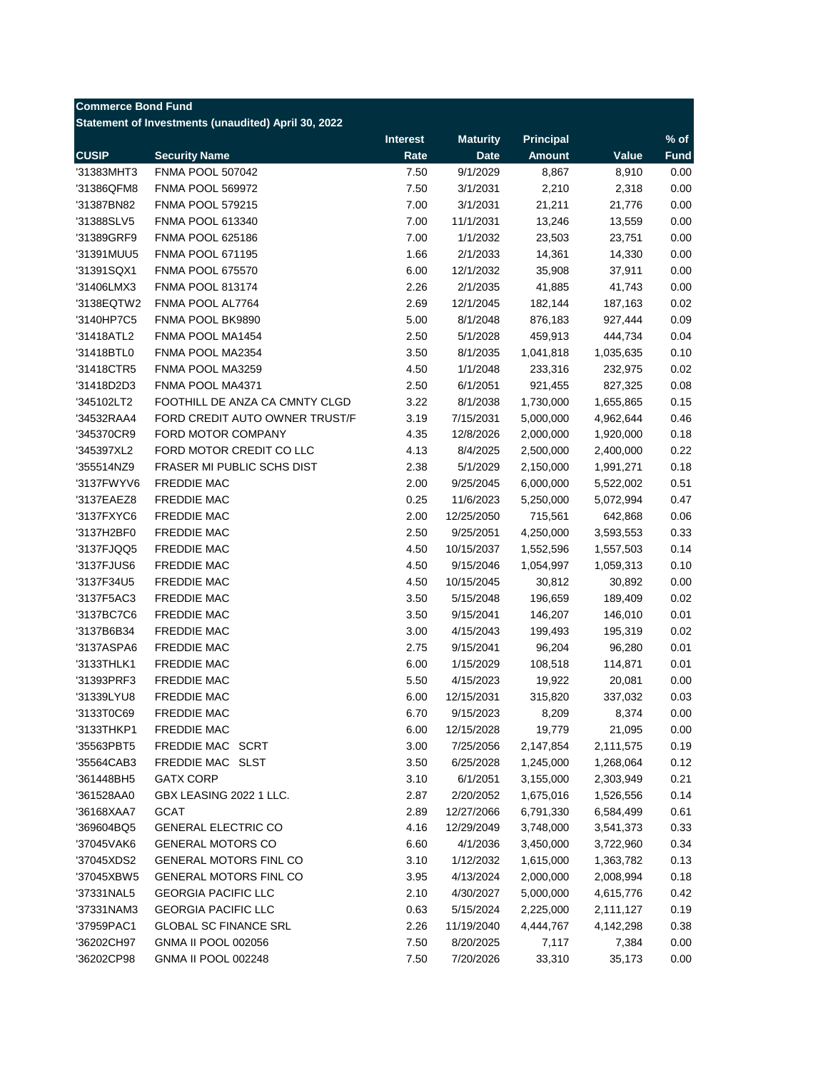**Commerce Bond Fund**

**Statement of Investments (unaudited) April 30, 2022**

| CUSIP | Security Name | Interest Rate | Maturity Date | Principal Amount | Value | % of Fund |
|---|---|---|---|---|---|---|
| '31383MHT3 | FNMA POOL 507042 | 7.50 | 9/1/2029 | 8,867 | 8,910 | 0.00 |
| '31386QFM8 | FNMA POOL 569972 | 7.50 | 3/1/2031 | 2,210 | 2,318 | 0.00 |
| '31387BN82 | FNMA POOL 579215 | 7.00 | 3/1/2031 | 21,211 | 21,776 | 0.00 |
| '31388SLV5 | FNMA POOL 613340 | 7.00 | 11/1/2031 | 13,246 | 13,559 | 0.00 |
| '31389GRF9 | FNMA POOL 625186 | 7.00 | 1/1/2032 | 23,503 | 23,751 | 0.00 |
| '31391MUU5 | FNMA POOL 671195 | 1.66 | 2/1/2033 | 14,361 | 14,330 | 0.00 |
| '31391SQX1 | FNMA POOL 675570 | 6.00 | 12/1/2032 | 35,908 | 37,911 | 0.00 |
| '31406LMX3 | FNMA POOL 813174 | 2.26 | 2/1/2035 | 41,885 | 41,743 | 0.00 |
| '3138EQTW2 | FNMA POOL AL7764 | 2.69 | 12/1/2045 | 182,144 | 187,163 | 0.02 |
| '3140HP7C5 | FNMA POOL BK9890 | 5.00 | 8/1/2048 | 876,183 | 927,444 | 0.09 |
| '31418ATL2 | FNMA POOL MA1454 | 2.50 | 5/1/2028 | 459,913 | 444,734 | 0.04 |
| '31418BTL0 | FNMA POOL MA2354 | 3.50 | 8/1/2035 | 1,041,818 | 1,035,635 | 0.10 |
| '31418CTR5 | FNMA POOL MA3259 | 4.50 | 1/1/2048 | 233,316 | 232,975 | 0.02 |
| '31418D2D3 | FNMA POOL MA4371 | 2.50 | 6/1/2051 | 921,455 | 827,325 | 0.08 |
| '345102LT2 | FOOTHILL DE ANZA CA CMNTY CLGD | 3.22 | 8/1/2038 | 1,730,000 | 1,655,865 | 0.15 |
| '34532RAA4 | FORD CREDIT AUTO OWNER TRUST/F | 3.19 | 7/15/2031 | 5,000,000 | 4,962,644 | 0.46 |
| '345370CR9 | FORD MOTOR COMPANY | 4.35 | 12/8/2026 | 2,000,000 | 1,920,000 | 0.18 |
| '345397XL2 | FORD MOTOR CREDIT CO LLC | 4.13 | 8/4/2025 | 2,500,000 | 2,400,000 | 0.22 |
| '355514NZ9 | FRASER MI PUBLIC SCHS DIST | 2.38 | 5/1/2029 | 2,150,000 | 1,991,271 | 0.18 |
| '3137FWYV6 | FREDDIE MAC | 2.00 | 9/25/2045 | 6,000,000 | 5,522,002 | 0.51 |
| '3137EAEZ8 | FREDDIE MAC | 0.25 | 11/6/2023 | 5,250,000 | 5,072,994 | 0.47 |
| '3137FXYC6 | FREDDIE MAC | 2.00 | 12/25/2050 | 715,561 | 642,868 | 0.06 |
| '3137H2BF0 | FREDDIE MAC | 2.50 | 9/25/2051 | 4,250,000 | 3,593,553 | 0.33 |
| '3137FJQQ5 | FREDDIE MAC | 4.50 | 10/15/2037 | 1,552,596 | 1,557,503 | 0.14 |
| '3137FJUS6 | FREDDIE MAC | 4.50 | 9/15/2046 | 1,054,997 | 1,059,313 | 0.10 |
| '3137F34U5 | FREDDIE MAC | 4.50 | 10/15/2045 | 30,812 | 30,892 | 0.00 |
| '3137F5AC3 | FREDDIE MAC | 3.50 | 5/15/2048 | 196,659 | 189,409 | 0.02 |
| '3137BC7C6 | FREDDIE MAC | 3.50 | 9/15/2041 | 146,207 | 146,010 | 0.01 |
| '3137B6B34 | FREDDIE MAC | 3.00 | 4/15/2043 | 199,493 | 195,319 | 0.02 |
| '3137ASPA6 | FREDDIE MAC | 2.75 | 9/15/2041 | 96,204 | 96,280 | 0.01 |
| '3133THLK1 | FREDDIE MAC | 6.00 | 1/15/2029 | 108,518 | 114,871 | 0.01 |
| '31393PRF3 | FREDDIE MAC | 5.50 | 4/15/2023 | 19,922 | 20,081 | 0.00 |
| '31339LYU8 | FREDDIE MAC | 6.00 | 12/15/2031 | 315,820 | 337,032 | 0.03 |
| '3133T0C69 | FREDDIE MAC | 6.70 | 9/15/2023 | 8,209 | 8,374 | 0.00 |
| '3133THKP1 | FREDDIE MAC | 6.00 | 12/15/2028 | 19,779 | 21,095 | 0.00 |
| '35563PBT5 | FREDDIE MAC SCRT | 3.00 | 7/25/2056 | 2,147,854 | 2,111,575 | 0.19 |
| '35564CAB3 | FREDDIE MAC SLST | 3.50 | 6/25/2028 | 1,245,000 | 1,268,064 | 0.12 |
| '361448BH5 | GATX CORP | 3.10 | 6/1/2051 | 3,155,000 | 2,303,949 | 0.21 |
| '361528AA0 | GBX LEASING 2022 1 LLC. | 2.87 | 2/20/2052 | 1,675,016 | 1,526,556 | 0.14 |
| '36168XAA7 | GCAT | 2.89 | 12/27/2066 | 6,791,330 | 6,584,499 | 0.61 |
| '369604BQ5 | GENERAL ELECTRIC CO | 4.16 | 12/29/2049 | 3,748,000 | 3,541,373 | 0.33 |
| '37045VAK6 | GENERAL MOTORS CO | 6.60 | 4/1/2036 | 3,450,000 | 3,722,960 | 0.34 |
| '37045XDS2 | GENERAL MOTORS FINL CO | 3.10 | 1/12/2032 | 1,615,000 | 1,363,782 | 0.13 |
| '37045XBW5 | GENERAL MOTORS FINL CO | 3.95 | 4/13/2024 | 2,000,000 | 2,008,994 | 0.18 |
| '37331NAL5 | GEORGIA PACIFIC LLC | 2.10 | 4/30/2027 | 5,000,000 | 4,615,776 | 0.42 |
| '37331NAM3 | GEORGIA PACIFIC LLC | 0.63 | 5/15/2024 | 2,225,000 | 2,111,127 | 0.19 |
| '37959PAC1 | GLOBAL SC FINANCE SRL | 2.26 | 11/19/2040 | 4,444,767 | 4,142,298 | 0.38 |
| '36202CH97 | GNMA II POOL 002056 | 7.50 | 8/20/2025 | 7,117 | 7,384 | 0.00 |
| '36202CP98 | GNMA II POOL 002248 | 7.50 | 7/20/2026 | 33,310 | 35,173 | 0.00 |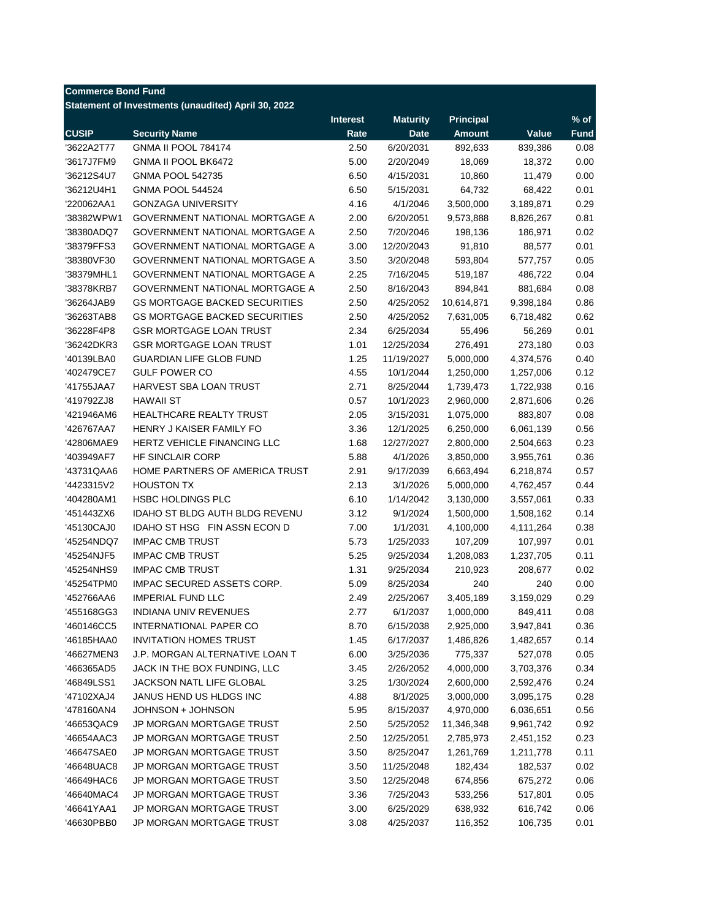**Commerce Bond Fund**

**Statement of Investments (unaudited) April 30, 2022**

| CUSIP | Security Name | Interest Rate | Maturity Date | Principal Amount | Value | % of Fund |
|---|---|---|---|---|---|---|
| '3622A2T77 | GNMA II POOL 784174 | 2.50 | 6/20/2031 | 892,633 | 839,386 | 0.08 |
| '3617J7FM9 | GNMA II POOL BK6472 | 5.00 | 2/20/2049 | 18,069 | 18,372 | 0.00 |
| '36212S4U7 | GNMA POOL 542735 | 6.50 | 4/15/2031 | 10,860 | 11,479 | 0.00 |
| '36212U4H1 | GNMA POOL 544524 | 6.50 | 5/15/2031 | 64,732 | 68,422 | 0.01 |
| '220062AA1 | GONZAGA UNIVERSITY | 4.16 | 4/1/2046 | 3,500,000 | 3,189,871 | 0.29 |
| '38382WPW1 | GOVERNMENT NATIONAL MORTGAGE A | 2.00 | 6/20/2051 | 9,573,888 | 8,826,267 | 0.81 |
| '38380ADQ7 | GOVERNMENT NATIONAL MORTGAGE A | 2.50 | 7/20/2046 | 198,136 | 186,971 | 0.02 |
| '38379FFS3 | GOVERNMENT NATIONAL MORTGAGE A | 3.00 | 12/20/2043 | 91,810 | 88,577 | 0.01 |
| '38380VF30 | GOVERNMENT NATIONAL MORTGAGE A | 3.50 | 3/20/2048 | 593,804 | 577,757 | 0.05 |
| '38379MHL1 | GOVERNMENT NATIONAL MORTGAGE A | 2.25 | 7/16/2045 | 519,187 | 486,722 | 0.04 |
| '38378KRB7 | GOVERNMENT NATIONAL MORTGAGE A | 2.50 | 8/16/2043 | 894,841 | 881,684 | 0.08 |
| '36264JAB9 | GS MORTGAGE BACKED SECURITIES | 2.50 | 4/25/2052 | 10,614,871 | 9,398,184 | 0.86 |
| '36263TAB8 | GS MORTGAGE BACKED SECURITIES | 2.50 | 4/25/2052 | 7,631,005 | 6,718,482 | 0.62 |
| '36228F4P8 | GSR MORTGAGE LOAN TRUST | 2.34 | 6/25/2034 | 55,496 | 56,269 | 0.01 |
| '36242DKR3 | GSR MORTGAGE LOAN TRUST | 1.01 | 12/25/2034 | 276,491 | 273,180 | 0.03 |
| '40139LBA0 | GUARDIAN LIFE GLOB FUND | 1.25 | 11/19/2027 | 5,000,000 | 4,374,576 | 0.40 |
| '402479CE7 | GULF POWER CO | 4.55 | 10/1/2044 | 1,250,000 | 1,257,006 | 0.12 |
| '41755JAA7 | HARVEST SBA LOAN TRUST | 2.71 | 8/25/2044 | 1,739,473 | 1,722,938 | 0.16 |
| '419792ZJ8 | HAWAII ST | 0.57 | 10/1/2023 | 2,960,000 | 2,871,606 | 0.26 |
| '421946AM6 | HEALTHCARE REALTY TRUST | 2.05 | 3/15/2031 | 1,075,000 | 883,807 | 0.08 |
| '426767AA7 | HENRY J KAISER FAMILY FO | 3.36 | 12/1/2025 | 6,250,000 | 6,061,139 | 0.56 |
| '42806MAE9 | HERTZ VEHICLE FINANCING LLC | 1.68 | 12/27/2027 | 2,800,000 | 2,504,663 | 0.23 |
| '403949AF7 | HF SINCLAIR CORP | 5.88 | 4/1/2026 | 3,850,000 | 3,955,761 | 0.36 |
| '43731QAA6 | HOME PARTNERS OF AMERICA TRUST | 2.91 | 9/17/2039 | 6,663,494 | 6,218,874 | 0.57 |
| '4423315V2 | HOUSTON TX | 2.13 | 3/1/2026 | 5,000,000 | 4,762,457 | 0.44 |
| '404280AM1 | HSBC HOLDINGS PLC | 6.10 | 1/14/2042 | 3,130,000 | 3,557,061 | 0.33 |
| '451443ZX6 | IDAHO ST BLDG AUTH BLDG REVENU | 3.12 | 9/1/2024 | 1,500,000 | 1,508,162 | 0.14 |
| '45130CAJ0 | IDAHO ST HSG FIN ASSN ECON D | 7.00 | 1/1/2031 | 4,100,000 | 4,111,264 | 0.38 |
| '45254NDQ7 | IMPAC CMB TRUST | 5.73 | 1/25/2033 | 107,209 | 107,997 | 0.01 |
| '45254NJF5 | IMPAC CMB TRUST | 5.25 | 9/25/2034 | 1,208,083 | 1,237,705 | 0.11 |
| '45254NHS9 | IMPAC CMB TRUST | 1.31 | 9/25/2034 | 210,923 | 208,677 | 0.02 |
| '45254TPM0 | IMPAC SECURED ASSETS CORP. | 5.09 | 8/25/2034 | 240 | 240 | 0.00 |
| '452766AA6 | IMPERIAL FUND LLC | 2.49 | 2/25/2067 | 3,405,189 | 3,159,029 | 0.29 |
| '455168GG3 | INDIANA UNIV REVENUES | 2.77 | 6/1/2037 | 1,000,000 | 849,411 | 0.08 |
| '460146CC5 | INTERNATIONAL PAPER CO | 8.70 | 6/15/2038 | 2,925,000 | 3,947,841 | 0.36 |
| '46185HAA0 | INVITATION HOMES TRUST | 1.45 | 6/17/2037 | 1,486,826 | 1,482,657 | 0.14 |
| '46627MEN3 | J.P. MORGAN ALTERNATIVE LOAN T | 6.00 | 3/25/2036 | 775,337 | 527,078 | 0.05 |
| '466365AD5 | JACK IN THE BOX FUNDING, LLC | 3.45 | 2/26/2052 | 4,000,000 | 3,703,376 | 0.34 |
| '46849LSS1 | JACKSON NATL LIFE GLOBAL | 3.25 | 1/30/2024 | 2,600,000 | 2,592,476 | 0.24 |
| '47102XAJ4 | JANUS HEND US HLDGS INC | 4.88 | 8/1/2025 | 3,000,000 | 3,095,175 | 0.28 |
| '478160AN4 | JOHNSON + JOHNSON | 5.95 | 8/15/2037 | 4,970,000 | 6,036,651 | 0.56 |
| '46653QAC9 | JP MORGAN MORTGAGE TRUST | 2.50 | 5/25/2052 | 11,346,348 | 9,961,742 | 0.92 |
| '46654AAC3 | JP MORGAN MORTGAGE TRUST | 2.50 | 12/25/2051 | 2,785,973 | 2,451,152 | 0.23 |
| '46647SAE0 | JP MORGAN MORTGAGE TRUST | 3.50 | 8/25/2047 | 1,261,769 | 1,211,778 | 0.11 |
| '46648UAC8 | JP MORGAN MORTGAGE TRUST | 3.50 | 11/25/2048 | 182,434 | 182,537 | 0.02 |
| '46649HAC6 | JP MORGAN MORTGAGE TRUST | 3.50 | 12/25/2048 | 674,856 | 675,272 | 0.06 |
| '46640MAC4 | JP MORGAN MORTGAGE TRUST | 3.36 | 7/25/2043 | 533,256 | 517,801 | 0.05 |
| '46641YAA1 | JP MORGAN MORTGAGE TRUST | 3.00 | 6/25/2029 | 638,932 | 616,742 | 0.06 |
| '46630PBB0 | JP MORGAN MORTGAGE TRUST | 3.08 | 4/25/2037 | 116,352 | 106,735 | 0.01 |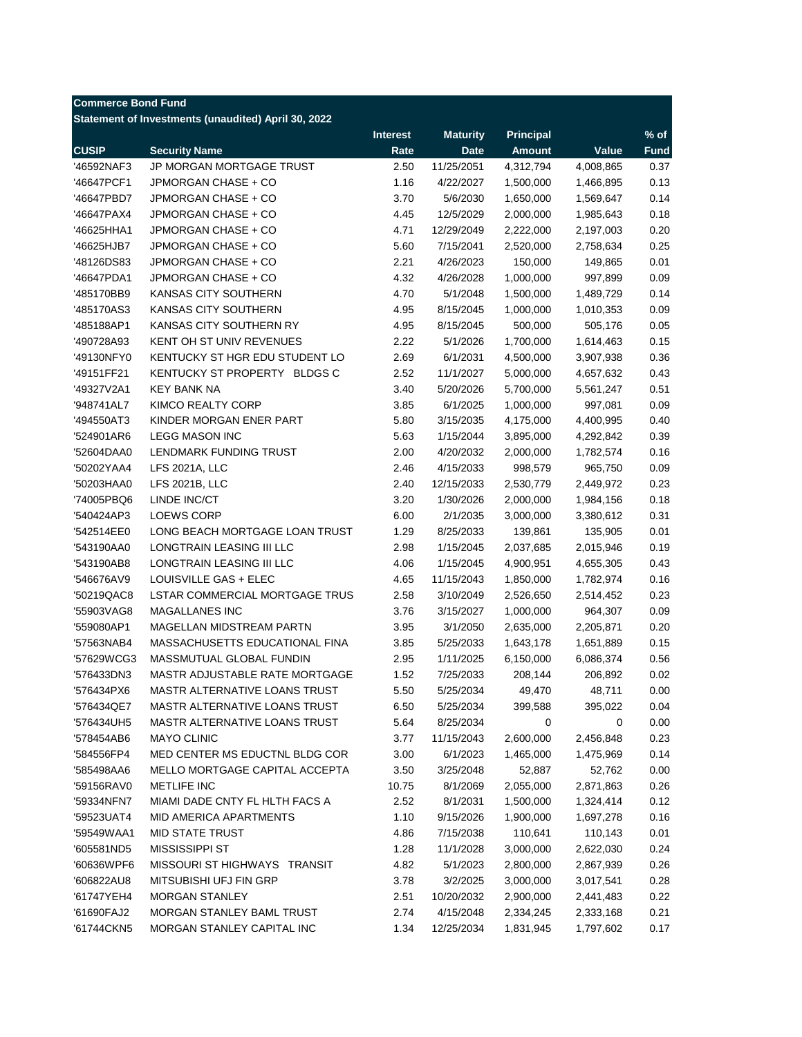**Commerce Bond Fund**

**Statement of Investments (unaudited) April 30, 2022**

| CUSIP | Security Name | Interest Rate | Maturity Date | Principal Amount | Value | % of Fund |
|---|---|---|---|---|---|---|
| '46592NAF3 | JP MORGAN MORTGAGE TRUST | 2.50 | 11/25/2051 | 4,312,794 | 4,008,865 | 0.37 |
| '46647PCF1 | JPMORGAN CHASE + CO | 1.16 | 4/22/2027 | 1,500,000 | 1,466,895 | 0.13 |
| '46647PBD7 | JPMORGAN CHASE + CO | 3.70 | 5/6/2030 | 1,650,000 | 1,569,647 | 0.14 |
| '46647PAX4 | JPMORGAN CHASE + CO | 4.45 | 12/5/2029 | 2,000,000 | 1,985,643 | 0.18 |
| '46625HHA1 | JPMORGAN CHASE + CO | 4.71 | 12/29/2049 | 2,222,000 | 2,197,003 | 0.20 |
| '46625HJB7 | JPMORGAN CHASE + CO | 5.60 | 7/15/2041 | 2,520,000 | 2,758,634 | 0.25 |
| '48126DS83 | JPMORGAN CHASE + CO | 2.21 | 4/26/2023 | 150,000 | 149,865 | 0.01 |
| '46647PDA1 | JPMORGAN CHASE + CO | 4.32 | 4/26/2028 | 1,000,000 | 997,899 | 0.09 |
| '485170BB9 | KANSAS CITY SOUTHERN | 4.70 | 5/1/2048 | 1,500,000 | 1,489,729 | 0.14 |
| '485170AS3 | KANSAS CITY SOUTHERN | 4.95 | 8/15/2045 | 1,000,000 | 1,010,353 | 0.09 |
| '485188AP1 | KANSAS CITY SOUTHERN RY | 4.95 | 8/15/2045 | 500,000 | 505,176 | 0.05 |
| '490728A93 | KENT OH ST UNIV REVENUES | 2.22 | 5/1/2026 | 1,700,000 | 1,614,463 | 0.15 |
| '49130NFY0 | KENTUCKY ST HGR EDU STUDENT LO | 2.69 | 6/1/2031 | 4,500,000 | 3,907,938 | 0.36 |
| '49151FF21 | KENTUCKY ST PROPERTY BLDGS C | 2.52 | 11/1/2027 | 5,000,000 | 4,657,632 | 0.43 |
| '49327V2A1 | KEY BANK NA | 3.40 | 5/20/2026 | 5,700,000 | 5,561,247 | 0.51 |
| '948741AL7 | KIMCO REALTY CORP | 3.85 | 6/1/2025 | 1,000,000 | 997,081 | 0.09 |
| '494550AT3 | KINDER MORGAN ENER PART | 5.80 | 3/15/2035 | 4,175,000 | 4,400,995 | 0.40 |
| '524901AR6 | LEGG MASON INC | 5.63 | 1/15/2044 | 3,895,000 | 4,292,842 | 0.39 |
| '52604DAA0 | LENDMARK FUNDING TRUST | 2.00 | 4/20/2032 | 2,000,000 | 1,782,574 | 0.16 |
| '50202YAA4 | LFS 2021A, LLC | 2.46 | 4/15/2033 | 998,579 | 965,750 | 0.09 |
| '50203HAA0 | LFS 2021B, LLC | 2.40 | 12/15/2033 | 2,530,779 | 2,449,972 | 0.23 |
| '74005PBQ6 | LINDE INC/CT | 3.20 | 1/30/2026 | 2,000,000 | 1,984,156 | 0.18 |
| '540424AP3 | LOEWS CORP | 6.00 | 2/1/2035 | 3,000,000 | 3,380,612 | 0.31 |
| '542514EE0 | LONG BEACH MORTGAGE LOAN TRUST | 1.29 | 8/25/2033 | 139,861 | 135,905 | 0.01 |
| '543190AA0 | LONGTRAIN LEASING III LLC | 2.98 | 1/15/2045 | 2,037,685 | 2,015,946 | 0.19 |
| '543190AB8 | LONGTRAIN LEASING III LLC | 4.06 | 1/15/2045 | 4,900,951 | 4,655,305 | 0.43 |
| '546676AV9 | LOUISVILLE GAS + ELEC | 4.65 | 11/15/2043 | 1,850,000 | 1,782,974 | 0.16 |
| '50219QAC8 | LSTAR COMMERCIAL MORTGAGE TRUS | 2.58 | 3/10/2049 | 2,526,650 | 2,514,452 | 0.23 |
| '55903VAG8 | MAGALLANES INC | 3.76 | 3/15/2027 | 1,000,000 | 964,307 | 0.09 |
| '559080AP1 | MAGELLAN MIDSTREAM PARTN | 3.95 | 3/1/2050 | 2,635,000 | 2,205,871 | 0.20 |
| '57563NAB4 | MASSACHUSETTS EDUCATIONAL FINA | 3.85 | 5/25/2033 | 1,643,178 | 1,651,889 | 0.15 |
| '57629WCG3 | MASSMUTUAL GLOBAL FUNDIN | 2.95 | 1/11/2025 | 6,150,000 | 6,086,374 | 0.56 |
| '576433DN3 | MASTR ADJUSTABLE RATE MORTGAGE | 1.52 | 7/25/2033 | 208,144 | 206,892 | 0.02 |
| '576434PX6 | MASTR ALTERNATIVE LOANS TRUST | 5.50 | 5/25/2034 | 49,470 | 48,711 | 0.00 |
| '576434QE7 | MASTR ALTERNATIVE LOANS TRUST | 6.50 | 5/25/2034 | 399,588 | 395,022 | 0.04 |
| '576434UH5 | MASTR ALTERNATIVE LOANS TRUST | 5.64 | 8/25/2034 | 0 | 0 | 0.00 |
| '578454AB6 | MAYO CLINIC | 3.77 | 11/15/2043 | 2,600,000 | 2,456,848 | 0.23 |
| '584556FP4 | MED CENTER MS EDUCTNL BLDG COR | 3.00 | 6/1/2023 | 1,465,000 | 1,475,969 | 0.14 |
| '585498AA6 | MELLO MORTGAGE CAPITAL ACCEPTA | 3.50 | 3/25/2048 | 52,887 | 52,762 | 0.00 |
| '59156RAV0 | METLIFE INC | 10.75 | 8/1/2069 | 2,055,000 | 2,871,863 | 0.26 |
| '59334NFN7 | MIAMI DADE CNTY FL HLTH FACS A | 2.52 | 8/1/2031 | 1,500,000 | 1,324,414 | 0.12 |
| '59523UAT4 | MID AMERICA APARTMENTS | 1.10 | 9/15/2026 | 1,900,000 | 1,697,278 | 0.16 |
| '59549WAA1 | MID STATE TRUST | 4.86 | 7/15/2038 | 110,641 | 110,143 | 0.01 |
| '605581ND5 | MISSISSIPPI ST | 1.28 | 11/1/2028 | 3,000,000 | 2,622,030 | 0.24 |
| '60636WPF6 | MISSOURI ST HIGHWAYS TRANSIT | 4.82 | 5/1/2023 | 2,800,000 | 2,867,939 | 0.26 |
| '606822AU8 | MITSUBISHI UFJ FIN GRP | 3.78 | 3/2/2025 | 3,000,000 | 3,017,541 | 0.28 |
| '61747YEH4 | MORGAN STANLEY | 2.51 | 10/20/2032 | 2,900,000 | 2,441,483 | 0.22 |
| '61690FAJ2 | MORGAN STANLEY BAML TRUST | 2.74 | 4/15/2048 | 2,334,245 | 2,333,168 | 0.21 |
| '61744CKN5 | MORGAN STANLEY CAPITAL INC | 1.34 | 12/25/2034 | 1,831,945 | 1,797,602 | 0.17 |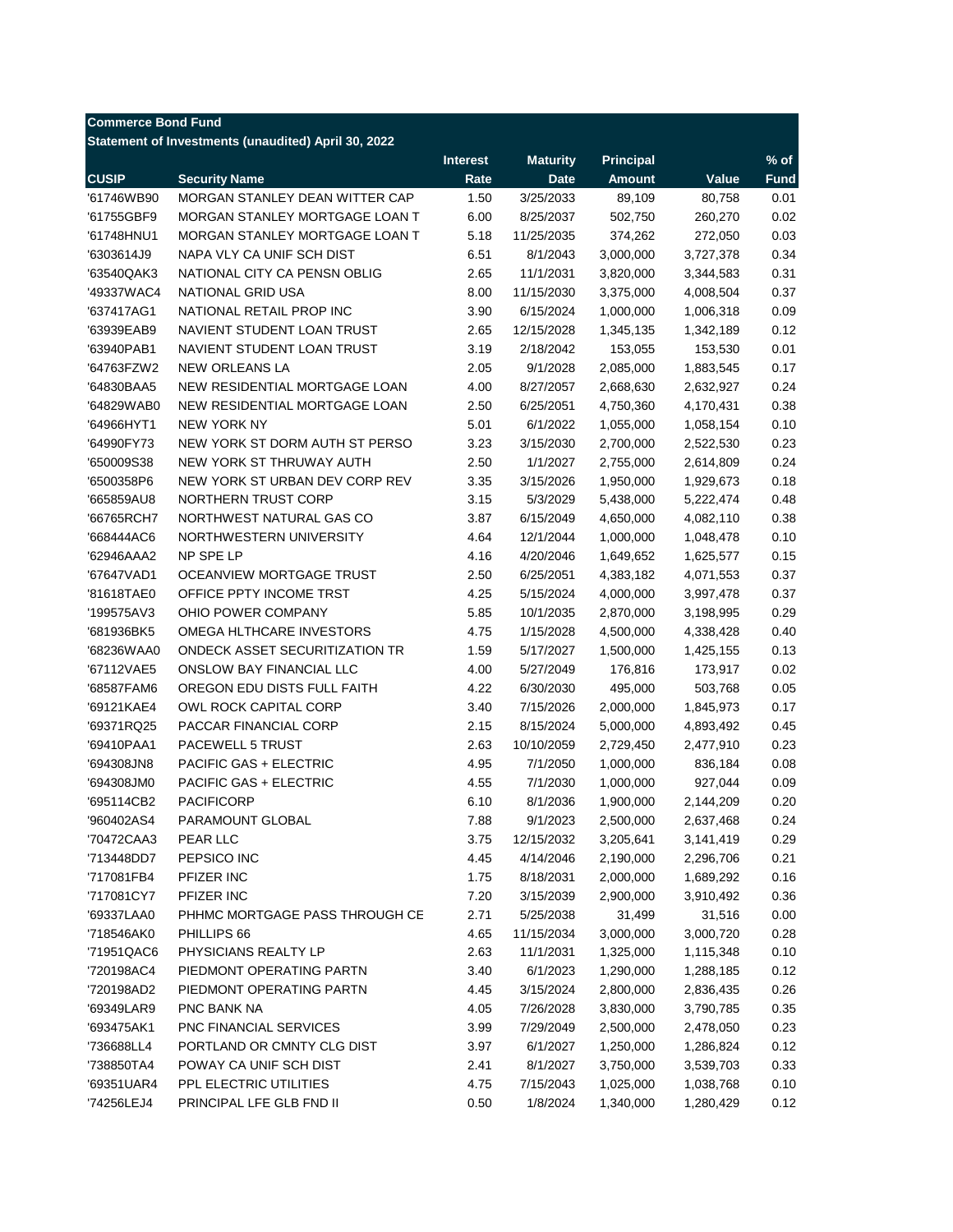**Commerce Bond Fund**

**Statement of Investments (unaudited) April 30, 2022**

| CUSIP | Security Name | Interest Rate | Maturity Date | Principal Amount | Value | % of Fund |
|---|---|---|---|---|---|---|
| '61746WB90 | MORGAN STANLEY DEAN WITTER CAP | 1.50 | 3/25/2033 | 89,109 | 80,758 | 0.01 |
| '61755GBF9 | MORGAN STANLEY MORTGAGE LOAN T | 6.00 | 8/25/2037 | 502,750 | 260,270 | 0.02 |
| '61748HNU1 | MORGAN STANLEY MORTGAGE LOAN T | 5.18 | 11/25/2035 | 374,262 | 272,050 | 0.03 |
| '6303614J9 | NAPA VLY CA UNIF SCH DIST | 6.51 | 8/1/2043 | 3,000,000 | 3,727,378 | 0.34 |
| '63540QAK3 | NATIONAL CITY CA PENSN OBLIG | 2.65 | 11/1/2031 | 3,820,000 | 3,344,583 | 0.31 |
| '49337WAC4 | NATIONAL GRID USA | 8.00 | 11/15/2030 | 3,375,000 | 4,008,504 | 0.37 |
| '637417AG1 | NATIONAL RETAIL PROP INC | 3.90 | 6/15/2024 | 1,000,000 | 1,006,318 | 0.09 |
| '63939EAB9 | NAVIENT STUDENT LOAN TRUST | 2.65 | 12/15/2028 | 1,345,135 | 1,342,189 | 0.12 |
| '63940PAB1 | NAVIENT STUDENT LOAN TRUST | 3.19 | 2/18/2042 | 153,055 | 153,530 | 0.01 |
| '64763FZW2 | NEW ORLEANS LA | 2.05 | 9/1/2028 | 2,085,000 | 1,883,545 | 0.17 |
| '64830BAA5 | NEW RESIDENTIAL MORTGAGE LOAN | 4.00 | 8/27/2057 | 2,668,630 | 2,632,927 | 0.24 |
| '64829WAB0 | NEW RESIDENTIAL MORTGAGE LOAN | 2.50 | 6/25/2051 | 4,750,360 | 4,170,431 | 0.38 |
| '64966HYT1 | NEW YORK NY | 5.01 | 6/1/2022 | 1,055,000 | 1,058,154 | 0.10 |
| '64990FY73 | NEW YORK ST DORM AUTH ST PERSO | 3.23 | 3/15/2030 | 2,700,000 | 2,522,530 | 0.23 |
| '650009S38 | NEW YORK ST THRUWAY AUTH | 2.50 | 1/1/2027 | 2,755,000 | 2,614,809 | 0.24 |
| '6500358P6 | NEW YORK ST URBAN DEV CORP REV | 3.35 | 3/15/2026 | 1,950,000 | 1,929,673 | 0.18 |
| '665859AU8 | NORTHERN TRUST CORP | 3.15 | 5/3/2029 | 5,438,000 | 5,222,474 | 0.48 |
| '66765RCH7 | NORTHWEST NATURAL GAS CO | 3.87 | 6/15/2049 | 4,650,000 | 4,082,110 | 0.38 |
| '668444AC6 | NORTHWESTERN UNIVERSITY | 4.64 | 12/1/2044 | 1,000,000 | 1,048,478 | 0.10 |
| '62946AAA2 | NP SPE LP | 4.16 | 4/20/2046 | 1,649,652 | 1,625,577 | 0.15 |
| '67647VAD1 | OCEANVIEW MORTGAGE TRUST | 2.50 | 6/25/2051 | 4,383,182 | 4,071,553 | 0.37 |
| '81618TAE0 | OFFICE PPTY INCOME TRST | 4.25 | 5/15/2024 | 4,000,000 | 3,997,478 | 0.37 |
| '199575AV3 | OHIO POWER COMPANY | 5.85 | 10/1/2035 | 2,870,000 | 3,198,995 | 0.29 |
| '681936BK5 | OMEGA HLTHCARE INVESTORS | 4.75 | 1/15/2028 | 4,500,000 | 4,338,428 | 0.40 |
| '68236WAA0 | ONDECK ASSET SECURITIZATION TR | 1.59 | 5/17/2027 | 1,500,000 | 1,425,155 | 0.13 |
| '67112VAE5 | ONSLOW BAY FINANCIAL LLC | 4.00 | 5/27/2049 | 176,816 | 173,917 | 0.02 |
| '68587FAM6 | OREGON EDU DISTS FULL FAITH | 4.22 | 6/30/2030 | 495,000 | 503,768 | 0.05 |
| '69121KAE4 | OWL ROCK CAPITAL CORP | 3.40 | 7/15/2026 | 2,000,000 | 1,845,973 | 0.17 |
| '69371RQ25 | PACCAR FINANCIAL CORP | 2.15 | 8/15/2024 | 5,000,000 | 4,893,492 | 0.45 |
| '69410PAA1 | PACEWELL 5 TRUST | 2.63 | 10/10/2059 | 2,729,450 | 2,477,910 | 0.23 |
| '694308JN8 | PACIFIC GAS + ELECTRIC | 4.95 | 7/1/2050 | 1,000,000 | 836,184 | 0.08 |
| '694308JM0 | PACIFIC GAS + ELECTRIC | 4.55 | 7/1/2030 | 1,000,000 | 927,044 | 0.09 |
| '695114CB2 | PACIFICORP | 6.10 | 8/1/2036 | 1,900,000 | 2,144,209 | 0.20 |
| '960402AS4 | PARAMOUNT GLOBAL | 7.88 | 9/1/2023 | 2,500,000 | 2,637,468 | 0.24 |
| '70472CAA3 | PEAR LLC | 3.75 | 12/15/2032 | 3,205,641 | 3,141,419 | 0.29 |
| '713448DD7 | PEPSICO INC | 4.45 | 4/14/2046 | 2,190,000 | 2,296,706 | 0.21 |
| '717081FB4 | PFIZER INC | 1.75 | 8/18/2031 | 2,000,000 | 1,689,292 | 0.16 |
| '717081CY7 | PFIZER INC | 7.20 | 3/15/2039 | 2,900,000 | 3,910,492 | 0.36 |
| '69337LAA0 | PHHMC MORTGAGE PASS THROUGH CE | 2.71 | 5/25/2038 | 31,499 | 31,516 | 0.00 |
| '718546AK0 | PHILLIPS 66 | 4.65 | 11/15/2034 | 3,000,000 | 3,000,720 | 0.28 |
| '71951QAC6 | PHYSICIANS REALTY LP | 2.63 | 11/1/2031 | 1,325,000 | 1,115,348 | 0.10 |
| '720198AC4 | PIEDMONT OPERATING PARTN | 3.40 | 6/1/2023 | 1,290,000 | 1,288,185 | 0.12 |
| '720198AD2 | PIEDMONT OPERATING PARTN | 4.45 | 3/15/2024 | 2,800,000 | 2,836,435 | 0.26 |
| '69349LAR9 | PNC BANK NA | 4.05 | 7/26/2028 | 3,830,000 | 3,790,785 | 0.35 |
| '693475AK1 | PNC FINANCIAL SERVICES | 3.99 | 7/29/2049 | 2,500,000 | 2,478,050 | 0.23 |
| '736688LL4 | PORTLAND OR CMNTY CLG DIST | 3.97 | 6/1/2027 | 1,250,000 | 1,286,824 | 0.12 |
| '738850TA4 | POWAY CA UNIF SCH DIST | 2.41 | 8/1/2027 | 3,750,000 | 3,539,703 | 0.33 |
| '69351UAR4 | PPL ELECTRIC UTILITIES | 4.75 | 7/15/2043 | 1,025,000 | 1,038,768 | 0.10 |
| '74256LEJ4 | PRINCIPAL LFE GLB FND II | 0.50 | 1/8/2024 | 1,340,000 | 1,280,429 | 0.12 |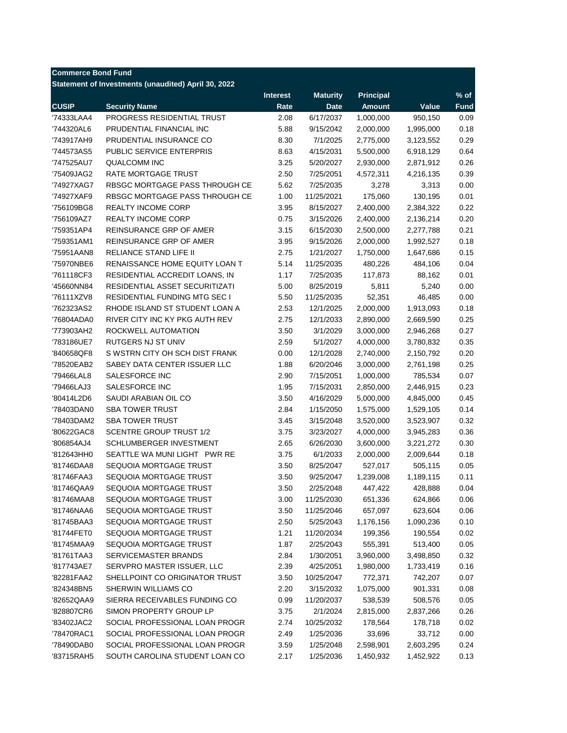**Commerce Bond Fund**

**Statement of Investments (unaudited) April 30, 2022**

| CUSIP | Security Name | Interest Rate | Maturity Date | Principal Amount | Value | % of Fund |
|---|---|---|---|---|---|---|
| '74333LAA4 | PROGRESS RESIDENTIAL TRUST | 2.08 | 6/17/2037 | 1,000,000 | 950,150 | 0.09 |
| '744320AL6 | PRUDENTIAL FINANCIAL INC | 5.88 | 9/15/2042 | 2,000,000 | 1,995,000 | 0.18 |
| '743917AH9 | PRUDENTIAL INSURANCE CO | 8.30 | 7/1/2025 | 2,775,000 | 3,123,552 | 0.29 |
| '744573AS5 | PUBLIC SERVICE ENTERPRIS | 8.63 | 4/15/2031 | 5,500,000 | 6,918,129 | 0.64 |
| '747525AU7 | QUALCOMM INC | 3.25 | 5/20/2027 | 2,930,000 | 2,871,912 | 0.26 |
| '75409JAG2 | RATE MORTGAGE TRUST | 2.50 | 7/25/2051 | 4,572,311 | 4,216,135 | 0.39 |
| '74927XAG7 | RBSGC MORTGAGE PASS THROUGH CE | 5.62 | 7/25/2035 | 3,278 | 3,313 | 0.00 |
| '74927XAF9 | RBSGC MORTGAGE PASS THROUGH CE | 1.00 | 11/25/2021 | 175,060 | 130,195 | 0.01 |
| '756109BG8 | REALTY INCOME CORP | 3.95 | 8/15/2027 | 2,400,000 | 2,384,322 | 0.22 |
| '756109AZ7 | REALTY INCOME CORP | 0.75 | 3/15/2026 | 2,400,000 | 2,136,214 | 0.20 |
| '759351AP4 | REINSURANCE GRP OF AMER | 3.15 | 6/15/2030 | 2,500,000 | 2,277,788 | 0.21 |
| '759351AM1 | REINSURANCE GRP OF AMER | 3.95 | 9/15/2026 | 2,000,000 | 1,992,527 | 0.18 |
| '75951AAN8 | RELIANCE STAND LIFE II | 2.75 | 1/21/2027 | 1,750,000 | 1,647,686 | 0.15 |
| '75970NBE6 | RENAISSANCE HOME EQUITY LOAN T | 5.14 | 11/25/2035 | 480,226 | 484,106 | 0.04 |
| '761118CF3 | RESIDENTIAL ACCREDIT LOANS, IN | 1.17 | 7/25/2035 | 117,873 | 88,162 | 0.01 |
| '45660NN84 | RESIDENTIAL ASSET SECURITIZATI | 5.00 | 8/25/2019 | 5,811 | 5,240 | 0.00 |
| '76111XZV8 | RESIDENTIAL FUNDING MTG SEC I | 5.50 | 11/25/2035 | 52,351 | 46,485 | 0.00 |
| '762323AS2 | RHODE ISLAND ST STUDENT LOAN A | 2.53 | 12/1/2025 | 2,000,000 | 1,913,093 | 0.18 |
| '76804ADA0 | RIVER CITY INC KY PKG AUTH REV | 2.75 | 12/1/2033 | 2,890,000 | 2,669,590 | 0.25 |
| '773903AH2 | ROCKWELL AUTOMATION | 3.50 | 3/1/2029 | 3,000,000 | 2,946,268 | 0.27 |
| '783186UE7 | RUTGERS NJ ST UNIV | 2.59 | 5/1/2027 | 4,000,000 | 3,780,832 | 0.35 |
| '840658QF8 | S WSTRN CITY OH SCH DIST FRANK | 0.00 | 12/1/2028 | 2,740,000 | 2,150,792 | 0.20 |
| '78520EAB2 | SABEY DATA CENTER ISSUER LLC | 1.88 | 6/20/2046 | 3,000,000 | 2,761,198 | 0.25 |
| '79466LAL8 | SALESFORCE INC | 2.90 | 7/15/2051 | 1,000,000 | 785,534 | 0.07 |
| '79466LAJ3 | SALESFORCE INC | 1.95 | 7/15/2031 | 2,850,000 | 2,446,915 | 0.23 |
| '80414L2D6 | SAUDI ARABIAN OIL CO | 3.50 | 4/16/2029 | 5,000,000 | 4,845,000 | 0.45 |
| '78403DAN0 | SBA TOWER TRUST | 2.84 | 1/15/2050 | 1,575,000 | 1,529,105 | 0.14 |
| '78403DAM2 | SBA TOWER TRUST | 3.45 | 3/15/2048 | 3,520,000 | 3,523,907 | 0.32 |
| '80622GAC8 | SCENTRE GROUP TRUST 1/2 | 3.75 | 3/23/2027 | 4,000,000 | 3,945,283 | 0.36 |
| '806854AJ4 | SCHLUMBERGER INVESTMENT | 2.65 | 6/26/2030 | 3,600,000 | 3,221,272 | 0.30 |
| '812643HH0 | SEATTLE WA MUNI LIGHT PWR RE | 3.75 | 6/1/2033 | 2,000,000 | 2,009,644 | 0.18 |
| '81746DAA8 | SEQUOIA MORTGAGE TRUST | 3.50 | 8/25/2047 | 527,017 | 505,115 | 0.05 |
| '81746FAA3 | SEQUOIA MORTGAGE TRUST | 3.50 | 9/25/2047 | 1,239,008 | 1,189,115 | 0.11 |
| '81746QAA9 | SEQUOIA MORTGAGE TRUST | 3.50 | 2/25/2048 | 447,422 | 428,888 | 0.04 |
| '81746MAA8 | SEQUOIA MORTGAGE TRUST | 3.00 | 11/25/2030 | 651,336 | 624,866 | 0.06 |
| '81746NAA6 | SEQUOIA MORTGAGE TRUST | 3.50 | 11/25/2046 | 657,097 | 623,604 | 0.06 |
| '81745BAA3 | SEQUOIA MORTGAGE TRUST | 2.50 | 5/25/2043 | 1,176,156 | 1,090,236 | 0.10 |
| '81744FET0 | SEQUOIA MORTGAGE TRUST | 1.21 | 11/20/2034 | 199,356 | 190,554 | 0.02 |
| '81745MAA9 | SEQUOIA MORTGAGE TRUST | 1.87 | 2/25/2043 | 555,391 | 513,400 | 0.05 |
| '81761TAA3 | SERVICEMASTER BRANDS | 2.84 | 1/30/2051 | 3,960,000 | 3,498,850 | 0.32 |
| '817743AE7 | SERVPRO MASTER ISSUER, LLC | 2.39 | 4/25/2051 | 1,980,000 | 1,733,419 | 0.16 |
| '82281FAA2 | SHELLPOINT CO ORIGINATOR TRUST | 3.50 | 10/25/2047 | 772,371 | 742,207 | 0.07 |
| '824348BN5 | SHERWIN WILLIAMS CO | 2.20 | 3/15/2032 | 1,075,000 | 901,331 | 0.08 |
| '82652QAA9 | SIERRA RECEIVABLES FUNDING CO | 0.99 | 11/20/2037 | 538,539 | 508,576 | 0.05 |
| '828807CR6 | SIMON PROPERTY GROUP LP | 3.75 | 2/1/2024 | 2,815,000 | 2,837,266 | 0.26 |
| '83402JAC2 | SOCIAL PROFESSIONAL LOAN PROGR | 2.74 | 10/25/2032 | 178,564 | 178,718 | 0.02 |
| '78470RAC1 | SOCIAL PROFESSIONAL LOAN PROGR | 2.49 | 1/25/2036 | 33,696 | 33,712 | 0.00 |
| '78490DAB0 | SOCIAL PROFESSIONAL LOAN PROGR | 3.59 | 1/25/2048 | 2,598,901 | 2,603,295 | 0.24 |
| '83715RAH5 | SOUTH CAROLINA STUDENT LOAN CO | 2.17 | 1/25/2036 | 1,450,932 | 1,452,922 | 0.13 |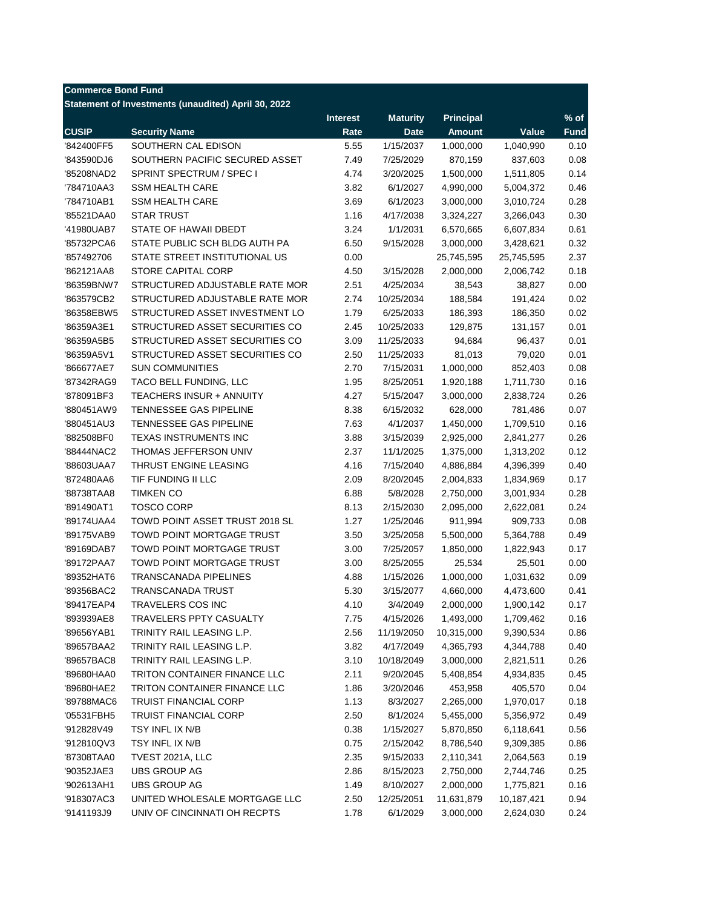**Commerce Bond Fund**

**Statement of Investments (unaudited) April 30, 2022**

| CUSIP | Security Name | Interest Rate | Maturity Date | Principal Amount | Value | % of Fund |
|---|---|---|---|---|---|---|
| '842400FF5 | SOUTHERN CAL EDISON | 5.55 | 1/15/2037 | 1,000,000 | 1,040,990 | 0.10 |
| '843590DJ6 | SOUTHERN PACIFIC SECURED ASSET | 7.49 | 7/25/2029 | 870,159 | 837,603 | 0.08 |
| '85208NAD2 | SPRINT SPECTRUM / SPEC I | 4.74 | 3/20/2025 | 1,500,000 | 1,511,805 | 0.14 |
| '784710AA3 | SSM HEALTH CARE | 3.82 | 6/1/2027 | 4,990,000 | 5,004,372 | 0.46 |
| '784710AB1 | SSM HEALTH CARE | 3.69 | 6/1/2023 | 3,000,000 | 3,010,724 | 0.28 |
| '85521DAA0 | STAR TRUST | 1.16 | 4/17/2038 | 3,324,227 | 3,266,043 | 0.30 |
| '41980UAB7 | STATE OF HAWAII DBEDT | 3.24 | 1/1/2031 | 6,570,665 | 6,607,834 | 0.61 |
| '85732PCA6 | STATE PUBLIC SCH BLDG AUTH PA | 6.50 | 9/15/2028 | 3,000,000 | 3,428,621 | 0.32 |
| '857492706 | STATE STREET INSTITUTIONAL US | 0.00 | | 25,745,595 | 25,745,595 | 2.37 |
| '862121AA8 | STORE CAPITAL CORP | 4.50 | 3/15/2028 | 2,000,000 | 2,006,742 | 0.18 |
| '86359BNW7 | STRUCTURED ADJUSTABLE RATE MOR | 2.51 | 4/25/2034 | 38,543 | 38,827 | 0.00 |
| '863579CB2 | STRUCTURED ADJUSTABLE RATE MOR | 2.74 | 10/25/2034 | 188,584 | 191,424 | 0.02 |
| '86358EBW5 | STRUCTURED ASSET INVESTMENT LO | 1.79 | 6/25/2033 | 186,393 | 186,350 | 0.02 |
| '86359A3E1 | STRUCTURED ASSET SECURITIES CO | 2.45 | 10/25/2033 | 129,875 | 131,157 | 0.01 |
| '86359A5B5 | STRUCTURED ASSET SECURITIES CO | 3.09 | 11/25/2033 | 94,684 | 96,437 | 0.01 |
| '86359A5V1 | STRUCTURED ASSET SECURITIES CO | 2.50 | 11/25/2033 | 81,013 | 79,020 | 0.01 |
| '866677AE7 | SUN COMMUNITIES | 2.70 | 7/15/2031 | 1,000,000 | 852,403 | 0.08 |
| '87342RAG9 | TACO BELL FUNDING, LLC | 1.95 | 8/25/2051 | 1,920,188 | 1,711,730 | 0.16 |
| '878091BF3 | TEACHERS INSUR + ANNUITY | 4.27 | 5/15/2047 | 3,000,000 | 2,838,724 | 0.26 |
| '880451AW9 | TENNESSEE GAS PIPELINE | 8.38 | 6/15/2032 | 628,000 | 781,486 | 0.07 |
| '880451AU3 | TENNESSEE GAS PIPELINE | 7.63 | 4/1/2037 | 1,450,000 | 1,709,510 | 0.16 |
| '882508BF0 | TEXAS INSTRUMENTS INC | 3.88 | 3/15/2039 | 2,925,000 | 2,841,277 | 0.26 |
| '88444NAC2 | THOMAS JEFFERSON UNIV | 2.37 | 11/1/2025 | 1,375,000 | 1,313,202 | 0.12 |
| '88603UAA7 | THRUST ENGINE LEASING | 4.16 | 7/15/2040 | 4,886,884 | 4,396,399 | 0.40 |
| '872480AA6 | TIF FUNDING II LLC | 2.09 | 8/20/2045 | 2,004,833 | 1,834,969 | 0.17 |
| '88738TAA8 | TIMKEN CO | 6.88 | 5/8/2028 | 2,750,000 | 3,001,934 | 0.28 |
| '891490AT1 | TOSCO CORP | 8.13 | 2/15/2030 | 2,095,000 | 2,622,081 | 0.24 |
| '89174UAA4 | TOWD POINT ASSET TRUST 2018 SL | 1.27 | 1/25/2046 | 911,994 | 909,733 | 0.08 |
| '89175VAB9 | TOWD POINT MORTGAGE TRUST | 3.50 | 3/25/2058 | 5,500,000 | 5,364,788 | 0.49 |
| '89169DAB7 | TOWD POINT MORTGAGE TRUST | 3.00 | 7/25/2057 | 1,850,000 | 1,822,943 | 0.17 |
| '89172PAA7 | TOWD POINT MORTGAGE TRUST | 3.00 | 8/25/2055 | 25,534 | 25,501 | 0.00 |
| '89352HAT6 | TRANSCANADA PIPELINES | 4.88 | 1/15/2026 | 1,000,000 | 1,031,632 | 0.09 |
| '89356BAC2 | TRANSCANADA TRUST | 5.30 | 3/15/2077 | 4,660,000 | 4,473,600 | 0.41 |
| '89417EAP4 | TRAVELERS COS INC | 4.10 | 3/4/2049 | 2,000,000 | 1,900,142 | 0.17 |
| '893939AE8 | TRAVELERS PPTY CASUALTY | 7.75 | 4/15/2026 | 1,493,000 | 1,709,462 | 0.16 |
| '89656YAB1 | TRINITY RAIL LEASING L.P. | 2.56 | 11/19/2050 | 10,315,000 | 9,390,534 | 0.86 |
| '89657BAA2 | TRINITY RAIL LEASING L.P. | 3.82 | 4/17/2049 | 4,365,793 | 4,344,788 | 0.40 |
| '89657BAC8 | TRINITY RAIL LEASING L.P. | 3.10 | 10/18/2049 | 3,000,000 | 2,821,511 | 0.26 |
| '89680HAA0 | TRITON CONTAINER FINANCE LLC | 2.11 | 9/20/2045 | 5,408,854 | 4,934,835 | 0.45 |
| '89680HAE2 | TRITON CONTAINER FINANCE LLC | 1.86 | 3/20/2046 | 453,958 | 405,570 | 0.04 |
| '89788MAC6 | TRUIST FINANCIAL CORP | 1.13 | 8/3/2027 | 2,265,000 | 1,970,017 | 0.18 |
| '05531FBH5 | TRUIST FINANCIAL CORP | 2.50 | 8/1/2024 | 5,455,000 | 5,356,972 | 0.49 |
| '912828V49 | TSY INFL IX N/B | 0.38 | 1/15/2027 | 5,870,850 | 6,118,641 | 0.56 |
| '912810QV3 | TSY INFL IX N/B | 0.75 | 2/15/2042 | 8,786,540 | 9,309,385 | 0.86 |
| '87308TAA0 | TVEST 2021A, LLC | 2.35 | 9/15/2033 | 2,110,341 | 2,064,563 | 0.19 |
| '90352JAE3 | UBS GROUP AG | 2.86 | 8/15/2023 | 2,750,000 | 2,744,746 | 0.25 |
| '902613AH1 | UBS GROUP AG | 1.49 | 8/10/2027 | 2,000,000 | 1,775,821 | 0.16 |
| '918307AC3 | UNITED WHOLESALE MORTGAGE LLC | 2.50 | 12/25/2051 | 11,631,879 | 10,187,421 | 0.94 |
| '9141193J9 | UNIV OF CINCINNATI OH RECPTS | 1.78 | 6/1/2029 | 3,000,000 | 2,624,030 | 0.24 |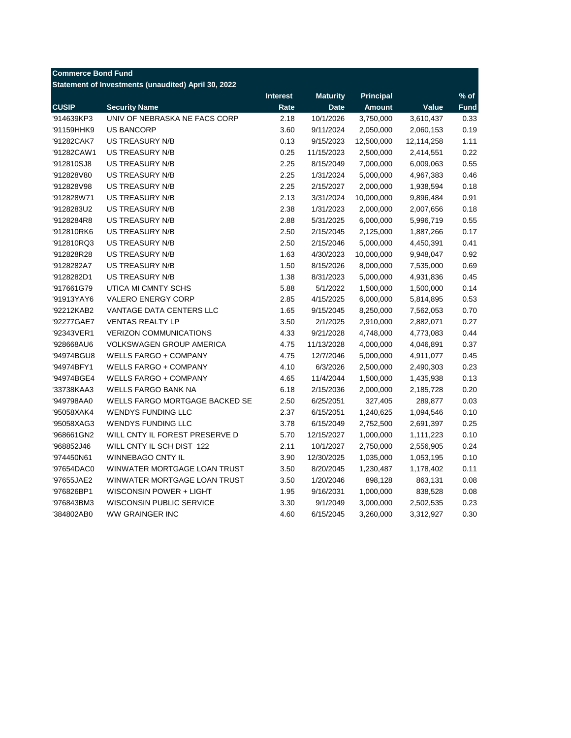**Commerce Bond Fund**

**Statement of Investments (unaudited) April 30, 2022**

| CUSIP | Security Name | Interest Rate | Maturity Date | Principal Amount | Value | % of Fund |
|---|---|---|---|---|---|---|
| '914639KP3 | UNIV OF NEBRASKA NE FACS CORP | 2.18 | 10/1/2026 | 3,750,000 | 3,610,437 | 0.33 |
| '91159HHK9 | US BANCORP | 3.60 | 9/11/2024 | 2,050,000 | 2,060,153 | 0.19 |
| '91282CAK7 | US TREASURY N/B | 0.13 | 9/15/2023 | 12,500,000 | 12,114,258 | 1.11 |
| '91282CAW1 | US TREASURY N/B | 0.25 | 11/15/2023 | 2,500,000 | 2,414,551 | 0.22 |
| '912810SJ8 | US TREASURY N/B | 2.25 | 8/15/2049 | 7,000,000 | 6,009,063 | 0.55 |
| '912828V80 | US TREASURY N/B | 2.25 | 1/31/2024 | 5,000,000 | 4,967,383 | 0.46 |
| '912828V98 | US TREASURY N/B | 2.25 | 2/15/2027 | 2,000,000 | 1,938,594 | 0.18 |
| '912828W71 | US TREASURY N/B | 2.13 | 3/31/2024 | 10,000,000 | 9,896,484 | 0.91 |
| '9128283U2 | US TREASURY N/B | 2.38 | 1/31/2023 | 2,000,000 | 2,007,656 | 0.18 |
| '9128284R8 | US TREASURY N/B | 2.88 | 5/31/2025 | 6,000,000 | 5,996,719 | 0.55 |
| '912810RK6 | US TREASURY N/B | 2.50 | 2/15/2045 | 2,125,000 | 1,887,266 | 0.17 |
| '912810RQ3 | US TREASURY N/B | 2.50 | 2/15/2046 | 5,000,000 | 4,450,391 | 0.41 |
| '912828R28 | US TREASURY N/B | 1.63 | 4/30/2023 | 10,000,000 | 9,948,047 | 0.92 |
| '9128282A7 | US TREASURY N/B | 1.50 | 8/15/2026 | 8,000,000 | 7,535,000 | 0.69 |
| '9128282D1 | US TREASURY N/B | 1.38 | 8/31/2023 | 5,000,000 | 4,931,836 | 0.45 |
| '917661G79 | UTICA MI CMNTY SCHS | 5.88 | 5/1/2022 | 1,500,000 | 1,500,000 | 0.14 |
| '91913YAY6 | VALERO ENERGY CORP | 2.85 | 4/15/2025 | 6,000,000 | 5,814,895 | 0.53 |
| '92212KAB2 | VANTAGE DATA CENTERS LLC | 1.65 | 9/15/2045 | 8,250,000 | 7,562,053 | 0.70 |
| '92277GAE7 | VENTAS REALTY LP | 3.50 | 2/1/2025 | 2,910,000 | 2,882,071 | 0.27 |
| '92343VER1 | VERIZON COMMUNICATIONS | 4.33 | 9/21/2028 | 4,748,000 | 4,773,083 | 0.44 |
| '928668AU6 | VOLKSWAGEN GROUP AMERICA | 4.75 | 11/13/2028 | 4,000,000 | 4,046,891 | 0.37 |
| '94974BGU8 | WELLS FARGO + COMPANY | 4.75 | 12/7/2046 | 5,000,000 | 4,911,077 | 0.45 |
| '94974BFY1 | WELLS FARGO + COMPANY | 4.10 | 6/3/2026 | 2,500,000 | 2,490,303 | 0.23 |
| '94974BGE4 | WELLS FARGO + COMPANY | 4.65 | 11/4/2044 | 1,500,000 | 1,435,938 | 0.13 |
| '33738KAA3 | WELLS FARGO BANK NA | 6.18 | 2/15/2036 | 2,000,000 | 2,185,728 | 0.20 |
| '949798AA0 | WELLS FARGO MORTGAGE BACKED SE | 2.50 | 6/25/2051 | 327,405 | 289,877 | 0.03 |
| '95058XAK4 | WENDYS FUNDING LLC | 2.37 | 6/15/2051 | 1,240,625 | 1,094,546 | 0.10 |
| '95058XAG3 | WENDYS FUNDING LLC | 3.78 | 6/15/2049 | 2,752,500 | 2,691,397 | 0.25 |
| '968661GN2 | WILL CNTY IL FOREST PRESERVE D | 5.70 | 12/15/2027 | 1,000,000 | 1,111,223 | 0.10 |
| '968852J46 | WILL CNTY IL SCH DIST 122 | 2.11 | 10/1/2027 | 2,750,000 | 2,556,905 | 0.24 |
| '974450N61 | WINNEBAGO CNTY IL | 3.90 | 12/30/2025 | 1,035,000 | 1,053,195 | 0.10 |
| '97654DAC0 | WINWATER MORTGAGE LOAN TRUST | 3.50 | 8/20/2045 | 1,230,487 | 1,178,402 | 0.11 |
| '97655JAE2 | WINWATER MORTGAGE LOAN TRUST | 3.50 | 1/20/2046 | 898,128 | 863,131 | 0.08 |
| '976826BP1 | WISCONSIN POWER + LIGHT | 1.95 | 9/16/2031 | 1,000,000 | 838,528 | 0.08 |
| '976843BM3 | WISCONSIN PUBLIC SERVICE | 3.30 | 9/1/2049 | 3,000,000 | 2,502,535 | 0.23 |
| '384802AB0 | WW GRAINGER INC | 4.60 | 6/15/2045 | 3,260,000 | 3,312,927 | 0.30 |